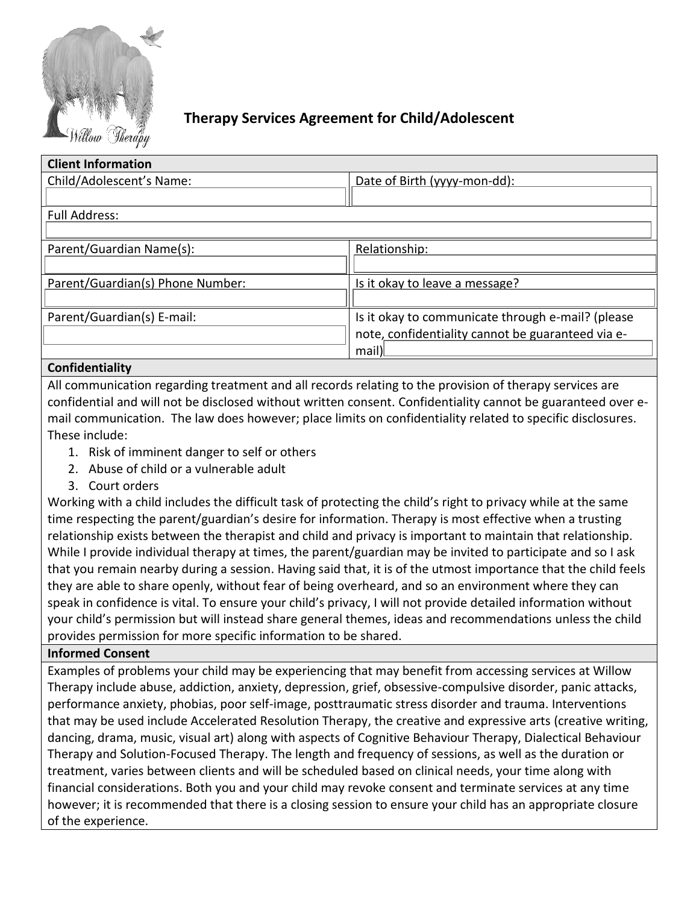# Therapy Services Agreement for Child/Adolescent

| Client Information | |
|---|---|
| Child/Adolescent's Name: | Date of Birth (yyyy-mon-dd): |
| Full Address: | |
| Parent/Guardian Name(s): | Relationship: |
| Parent/Guardian(s) Phone Number: | Is it okay to leave a message? |
| Parent/Guardian(s) E-mail: | Is it okay to communicate through e-mail? (please note, confidentiality cannot be guaranteed via e-mail) |

## Confidentiality

All communication regarding treatment and all records relating to the provision of therapy services are confidential and will not be disclosed without written consent. Confidentiality cannot be guaranteed over e-mail communication. The law does however; place limits on confidentiality related to specific disclosures. These include:

1. Risk of imminent danger to self or others
2. Abuse of child or a vulnerable adult
3. Court orders

Working with a child includes the difficult task of protecting the child's right to privacy while at the same time respecting the parent/guardian's desire for information. Therapy is most effective when a trusting relationship exists between the therapist and child and privacy is important to maintain that relationship. While I provide individual therapy at times, the parent/guardian may be invited to participate and so I ask that you remain nearby during a session. Having said that, it is of the utmost importance that the child feels they are able to share openly, without fear of being overheard, and so an environment where they can speak in confidence is vital. To ensure your child's privacy, I will not provide detailed information without your child's permission but will instead share general themes, ideas and recommendations unless the child provides permission for more specific information to be shared.

## Informed Consent

Examples of problems your child may be experiencing that may benefit from accessing services at Willow Therapy include abuse, addiction, anxiety, depression, grief, obsessive-compulsive disorder, panic attacks, performance anxiety, phobias, poor self-image, posttraumatic stress disorder and trauma. Interventions that may be used include Accelerated Resolution Therapy, the creative and expressive arts (creative writing, dancing, drama, music, visual art) along with aspects of Cognitive Behaviour Therapy, Dialectical Behaviour Therapy and Solution-Focused Therapy. The length and frequency of sessions, as well as the duration or treatment, varies between clients and will be scheduled based on clinical needs, your time along with financial considerations. Both you and your child may revoke consent and terminate services at any time however; it is recommended that there is a closing session to ensure your child has an appropriate closure of the experience.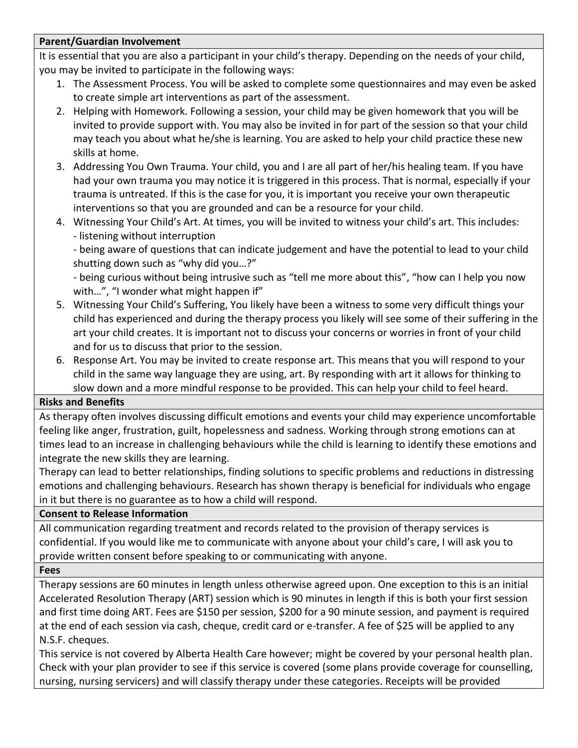## Parent/Guardian Involvement

It is essential that you are also a participant in your child's therapy. Depending on the needs of your child, you may be invited to participate in the following ways:

1. The Assessment Process. You will be asked to complete some questionnaires and may even be asked to create simple art interventions as part of the assessment.
2. Helping with Homework. Following a session, your child may be given homework that you will be invited to provide support with. You may also be invited in for part of the session so that your child may teach you about what he/she is learning. You are asked to help your child practice these new skills at home.
3. Addressing You Own Trauma. Your child, you and I are all part of her/his healing team. If you have had your own trauma you may notice it is triggered in this process. That is normal, especially if your trauma is untreated. If this is the case for you, it is important you receive your own therapeutic interventions so that you are grounded and can be a resource for your child.
4. Witnessing Your Child's Art. At times, you will be invited to witness your child's art. This includes:
   - listening without interruption
   - being aware of questions that can indicate judgement and have the potential to lead to your child shutting down such as "why did you…?"
   - being curious without being intrusive such as "tell me more about this", "how can I help you now with…", "I wonder what might happen if"
5. Witnessing Your Child's Suffering, You likely have been a witness to some very difficult things your child has experienced and during the therapy process you likely will see some of their suffering in the art your child creates. It is important not to discuss your concerns or worries in front of your child and for us to discuss that prior to the session.
6. Response Art. You may be invited to create response art. This means that you will respond to your child in the same way language they are using, art. By responding with art it allows for thinking to slow down and a more mindful response to be provided. This can help your child to feel heard.

## Risks and Benefits

As therapy often involves discussing difficult emotions and events your child may experience uncomfortable feeling like anger, frustration, guilt, hopelessness and sadness. Working through strong emotions can at times lead to an increase in challenging behaviours while the child is learning to identify these emotions and integrate the new skills they are learning.

Therapy can lead to better relationships, finding solutions to specific problems and reductions in distressing emotions and challenging behaviours. Research has shown therapy is beneficial for individuals who engage in it but there is no guarantee as to how a child will respond.

## Consent to Release Information

All communication regarding treatment and records related to the provision of therapy services is confidential. If you would like me to communicate with anyone about your child's care, I will ask you to provide written consent before speaking to or communicating with anyone.

## Fees

Therapy sessions are 60 minutes in length unless otherwise agreed upon. One exception to this is an initial Accelerated Resolution Therapy (ART) session which is 90 minutes in length if this is both your first session and first time doing ART. Fees are $150 per session, $200 for a 90 minute session, and payment is required at the end of each session via cash, cheque, credit card or e-transfer. A fee of $25 will be applied to any N.S.F. cheques.

This service is not covered by Alberta Health Care however; might be covered by your personal health plan. Check with your plan provider to see if this service is covered (some plans provide coverage for counselling, nursing, nursing servicers) and will classify therapy under these categories. Receipts will be provided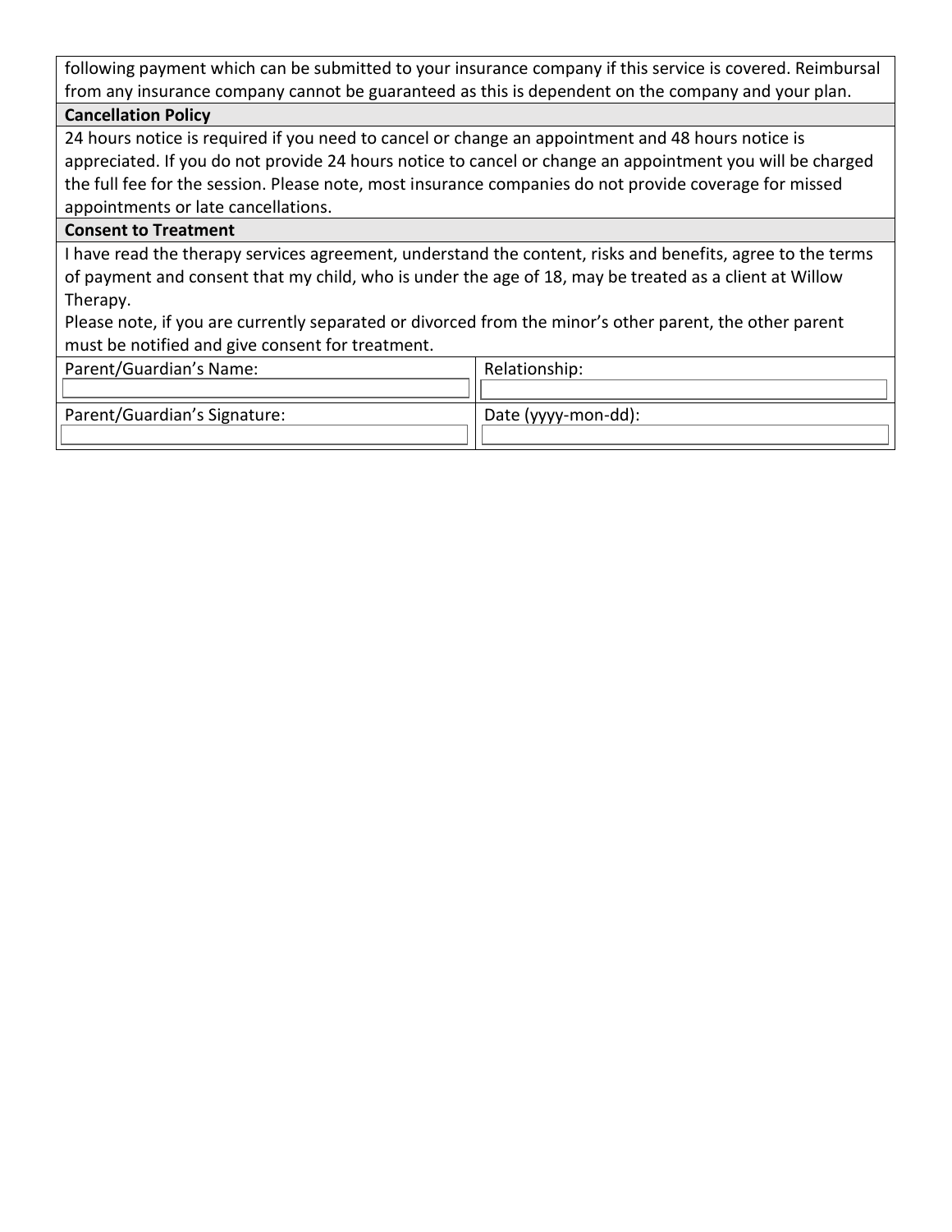following payment which can be submitted to your insurance company if this service is covered. Reimbursal from any insurance company cannot be guaranteed as this is dependent on the company and your plan.

**Cancellation Policy**

24 hours notice is required if you need to cancel or change an appointment and 48 hours notice is appreciated. If you do not provide 24 hours notice to cancel or change an appointment you will be charged the full fee for the session. Please note, most insurance companies do not provide coverage for missed appointments or late cancellations.

**Consent to Treatment**

I have read the therapy services agreement, understand the content, risks and benefits, agree to the terms of payment and consent that my child, who is under the age of 18, may be treated as a client at Willow Therapy.

Please note, if you are currently separated or divorced from the minor's other parent, the other parent must be notified and give consent for treatment.

| | |
|---|---|
| Parent/Guardian's Name: | Relationship: |
| | |
| Parent/Guardian's Signature: | Date (yyyy-mon-dd): |
| | |